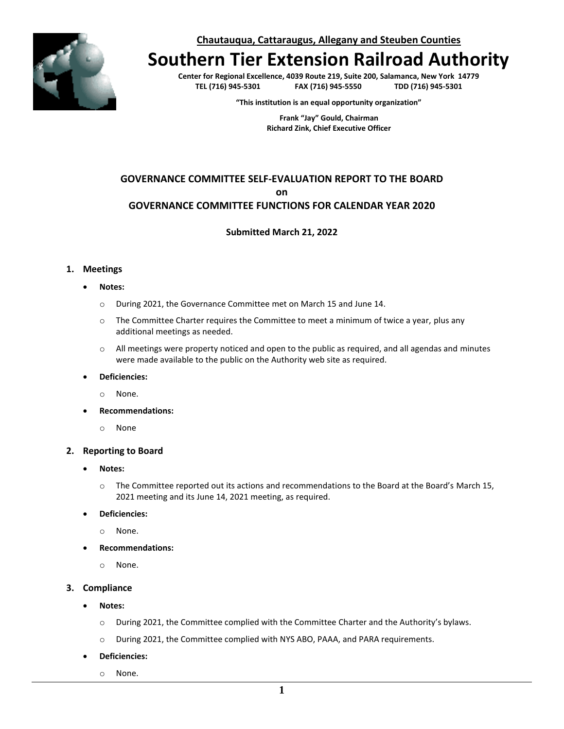**Chautauqua, Cattaraugus, Allegany and Steuben Counties**

# Southern Tier Extension Railroad Authority

**Center for Regional Excellence, 4039 Route 219, Suite 200, Salamanca, New York 14779**
**TEL (716) 945-5301 FAX (716) 945-5550 TDD (716) 945-5301**

**"This institution is an equal opportunity organization"**

**Frank "Jay" Gould, Chairman**
**Richard Zink, Chief Executive Officer**

## GOVERNANCE COMMITTEE SELF-EVALUATION REPORT TO THE BOARD on GOVERNANCE COMMITTEE FUNCTIONS FOR CALENDAR YEAR 2020

**Submitted March 21, 2022**

### 1. Meetings

- **Notes:**
  - During 2021, the Governance Committee met on March 15 and June 14.
  - The Committee Charter requires the Committee to meet a minimum of twice a year, plus any additional meetings as needed.
  - All meetings were property noticed and open to the public as required, and all agendas and minutes were made available to the public on the Authority web site as required.
- **Deficiencies:**
  - None.
- **Recommendations:**
  - None

### 2. Reporting to Board

- **Notes:**
  - The Committee reported out its actions and recommendations to the Board at the Board's March 15, 2021 meeting and its June 14, 2021 meeting, as required.
- **Deficiencies:**
  - None.
- **Recommendations:**
  - None.

### 3. Compliance

- **Notes:**
  - During 2021, the Committee complied with the Committee Charter and the Authority's bylaws.
  - During 2021, the Committee complied with NYS ABO, PAAA, and PARA requirements.
- **Deficiencies:**
  - None.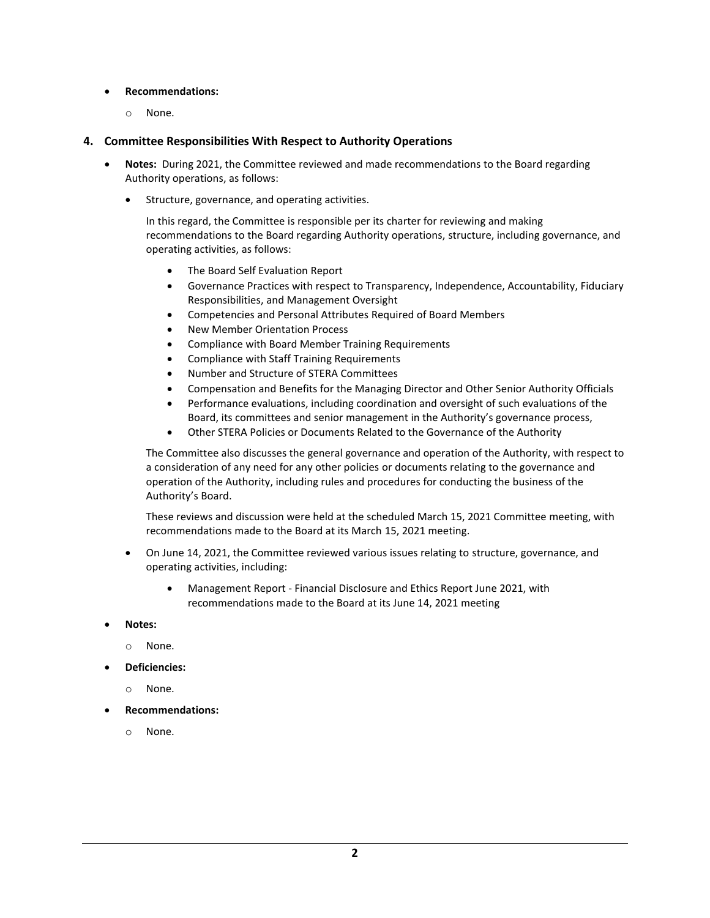- **Recommendations:**
  - None.

## 4. Committee Responsibilities With Respect to Authority Operations

- **Notes:** During 2021, the Committee reviewed and made recommendations to the Board regarding Authority operations, as follows:
  - Structure, governance, and operating activities.

    In this regard, the Committee is responsible per its charter for reviewing and making recommendations to the Board regarding Authority operations, structure, including governance, and operating activities, as follows:

    - The Board Self Evaluation Report
    - Governance Practices with respect to Transparency, Independence, Accountability, Fiduciary Responsibilities, and Management Oversight
    - Competencies and Personal Attributes Required of Board Members
    - New Member Orientation Process
    - Compliance with Board Member Training Requirements
    - Compliance with Staff Training Requirements
    - Number and Structure of STERA Committees
    - Compensation and Benefits for the Managing Director and Other Senior Authority Officials
    - Performance evaluations, including coordination and oversight of such evaluations of the Board, its committees and senior management in the Authority's governance process,
    - Other STERA Policies or Documents Related to the Governance of the Authority

    The Committee also discusses the general governance and operation of the Authority, with respect to a consideration of any need for any other policies or documents relating to the governance and operation of the Authority, including rules and procedures for conducting the business of the Authority's Board.

    These reviews and discussion were held at the scheduled March 15, 2021 Committee meeting, with recommendations made to the Board at its March 15, 2021 meeting.

  - On June 14, 2021, the Committee reviewed various issues relating to structure, governance, and operating activities, including:
    - Management Report - Financial Disclosure and Ethics Report June 2021, with recommendations made to the Board at its June 14, 2021 meeting

- **Notes:**
  - None.
- **Deficiencies:**
  - None.
- **Recommendations:**
  - None.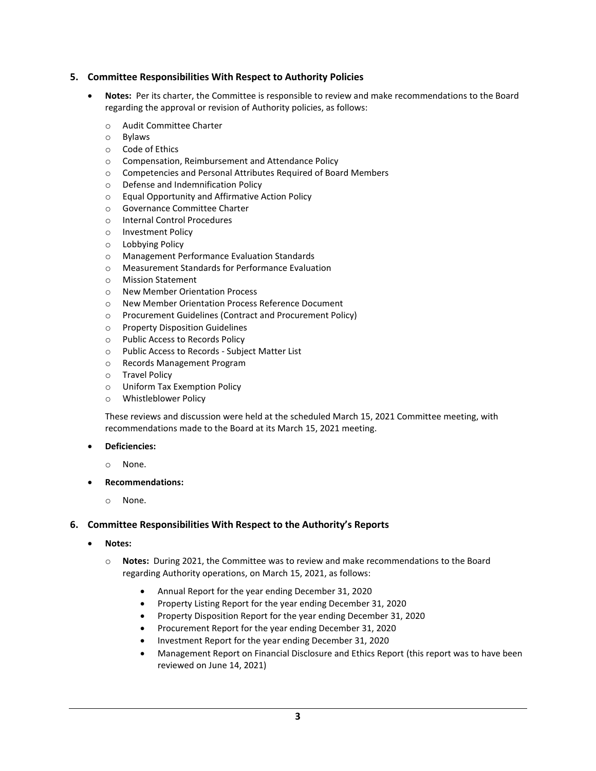## 5. Committee Responsibilities With Respect to Authority Policies

- **Notes:** Per its charter, the Committee is responsible to review and make recommendations to the Board regarding the approval or revision of Authority policies, as follows:
  - Audit Committee Charter
  - Bylaws
  - Code of Ethics
  - Compensation, Reimbursement and Attendance Policy
  - Competencies and Personal Attributes Required of Board Members
  - Defense and Indemnification Policy
  - Equal Opportunity and Affirmative Action Policy
  - Governance Committee Charter
  - Internal Control Procedures
  - Investment Policy
  - Lobbying Policy
  - Management Performance Evaluation Standards
  - Measurement Standards for Performance Evaluation
  - Mission Statement
  - New Member Orientation Process
  - New Member Orientation Process Reference Document
  - Procurement Guidelines (Contract and Procurement Policy)
  - Property Disposition Guidelines
  - Public Access to Records Policy
  - Public Access to Records - Subject Matter List
  - Records Management Program
  - Travel Policy
  - Uniform Tax Exemption Policy
  - Whistleblower Policy

  These reviews and discussion were held at the scheduled March 15, 2021 Committee meeting, with recommendations made to the Board at its March 15, 2021 meeting.

- **Deficiencies:**
  - None.
- **Recommendations:**
  - None.

## 6. Committee Responsibilities With Respect to the Authority's Reports

- **Notes:**
  - **Notes:** During 2021, the Committee was to review and make recommendations to the Board regarding Authority operations, on March 15, 2021, as follows:
    - Annual Report for the year ending December 31, 2020
    - Property Listing Report for the year ending December 31, 2020
    - Property Disposition Report for the year ending December 31, 2020
    - Procurement Report for the year ending December 31, 2020
    - Investment Report for the year ending December 31, 2020
    - Management Report on Financial Disclosure and Ethics Report (this report was to have been reviewed on June 14, 2021)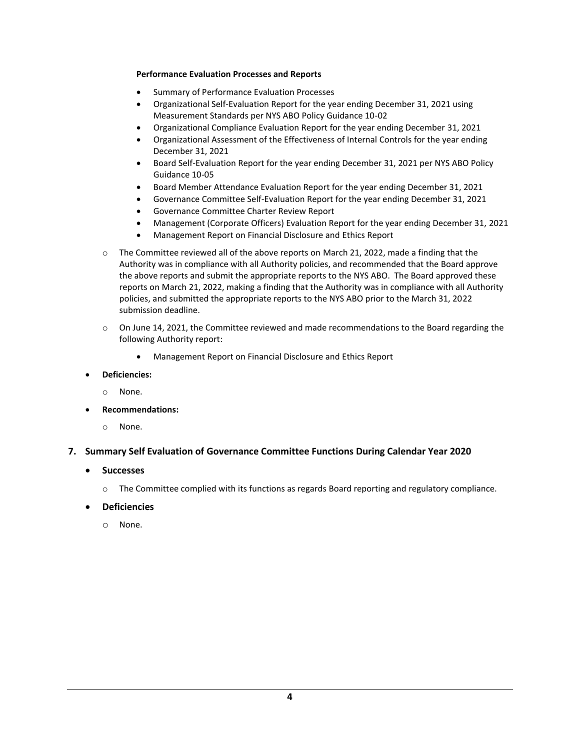**Performance Evaluation Processes and Reports**

- Summary of Performance Evaluation Processes
- Organizational Self-Evaluation Report for the year ending December 31, 2021 using Measurement Standards per NYS ABO Policy Guidance 10-02
- Organizational Compliance Evaluation Report for the year ending December 31, 2021
- Organizational Assessment of the Effectiveness of Internal Controls for the year ending December 31, 2021
- Board Self-Evaluation Report for the year ending December 31, 2021 per NYS ABO Policy Guidance 10-05
- Board Member Attendance Evaluation Report for the year ending December 31, 2021
- Governance Committee Self-Evaluation Report for the year ending December 31, 2021
- Governance Committee Charter Review Report
- Management (Corporate Officers) Evaluation Report for the year ending December 31, 2021
- Management Report on Financial Disclosure and Ethics Report

  - The Committee reviewed all of the above reports on March 21, 2022, made a finding that the Authority was in compliance with all Authority policies, and recommended that the Board approve the above reports and submit the appropriate reports to the NYS ABO. The Board approved these reports on March 21, 2022, making a finding that the Authority was in compliance with all Authority policies, and submitted the appropriate reports to the NYS ABO prior to the March 31, 2022 submission deadline.
  - On June 14, 2021, the Committee reviewed and made recommendations to the Board regarding the following Authority report:
    - Management Report on Financial Disclosure and Ethics Report

- **Deficiencies:**
  - None.
- **Recommendations:**
  - None.

## 7. Summary Self Evaluation of Governance Committee Functions During Calendar Year 2020

- **Successes**
  - The Committee complied with its functions as regards Board reporting and regulatory compliance.
- **Deficiencies**
  - None.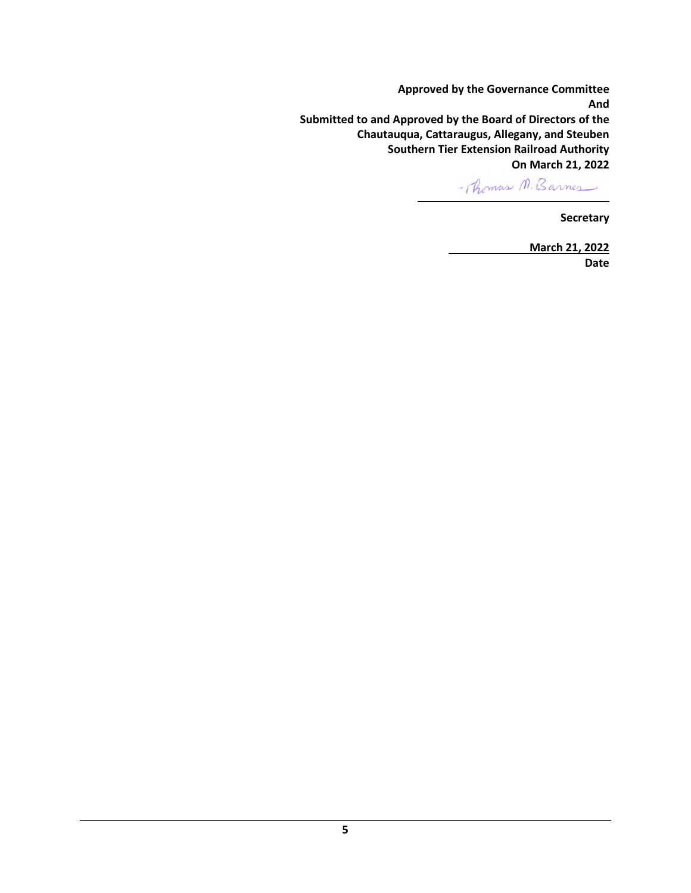**Approved by the Governance Committee**
**And**
**Submitted to and Approved by the Board of Directors of the**
**Chautauqua, Cattaraugus, Allegany, and Steuben**
**Southern Tier Extension Railroad Authority**
**On March 21, 2022**

Thomas M. Barnes

**Secretary**

**March 21, 2022**
**Date**